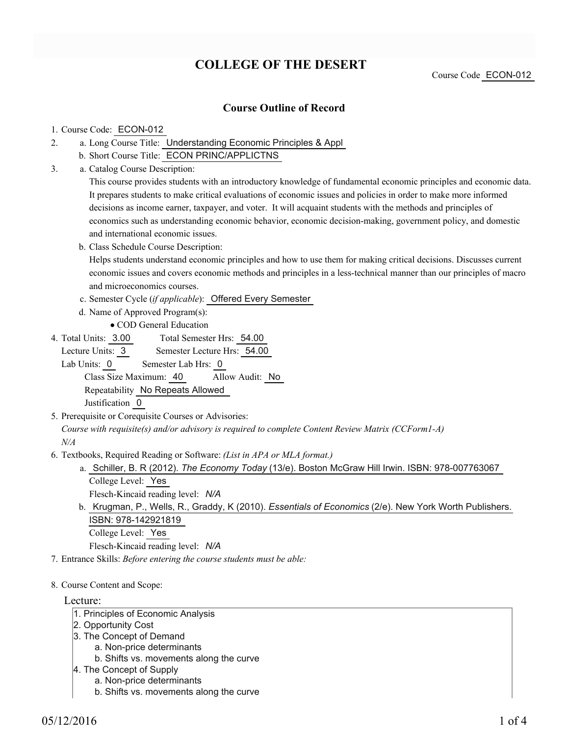# COLLEGE OF THE DESERT

Course Code ECON-012

## Course Outline of Record

1. Course Code: ECON-012
2. a. Long Course Title: Understanding Economic Principles & Appl
   b. Short Course Title: ECON PRINC/APPLICTNS
3. a. Catalog Course Description:
   This course provides students with an introductory knowledge of fundamental economic principles and economic data. It prepares students to make critical evaluations of economic issues and policies in order to make more informed decisions as income earner, taxpayer, and voter. It will acquaint students with the methods and principles of economics such as understanding economic behavior, economic decision-making, government policy, and domestic and international economic issues.
   b. Class Schedule Course Description:
   Helps students understand economic principles and how to use them for making critical decisions. Discusses current economic issues and covers economic methods and principles in a less-technical manner than our principles of macro and microeconomics courses.
   c. Semester Cycle (*if applicable*): Offered Every Semester
   d. Name of Approved Program(s):
      - COD General Education
4. Total Units: 3.00 Total Semester Hrs: 54.00
   Lecture Units: 3 Semester Lecture Hrs: 54.00
   Lab Units: 0 Semester Lab Hrs: 0
   Class Size Maximum: 40 Allow Audit: No
   Repeatability No Repeats Allowed
   Justification 0
5. Prerequisite or Corequisite Courses or Advisories:
   *Course with requisite(s) and/or advisory is required to complete Content Review Matrix (CCForm1-A)*
   *N/A*
6. Textbooks, Required Reading or Software: *(List in APA or MLA format.)*
   a. Schiller, B. R (2012). *The Economy Today* (13/e). Boston McGraw Hill Irwin. ISBN: 978-007763067
      College Level: Yes
      Flesch-Kincaid reading level: *N/A*
   b. Krugman, P., Wells, R., Graddy, K (2010). *Essentials of Economics* (2/e). New York Worth Publishers. ISBN: 978-142921819
      College Level: Yes
      Flesch-Kincaid reading level: *N/A*
7. Entrance Skills: *Before entering the course students must be able:*
8. Course Content and Scope:

Lecture:

1. Principles of Economic Analysis
2. Opportunity Cost
3. The Concept of Demand
   a. Non-price determinants
   b. Shifts vs. movements along the curve
4. The Concept of Supply
   a. Non-price determinants
   b. Shifts vs. movements along the curve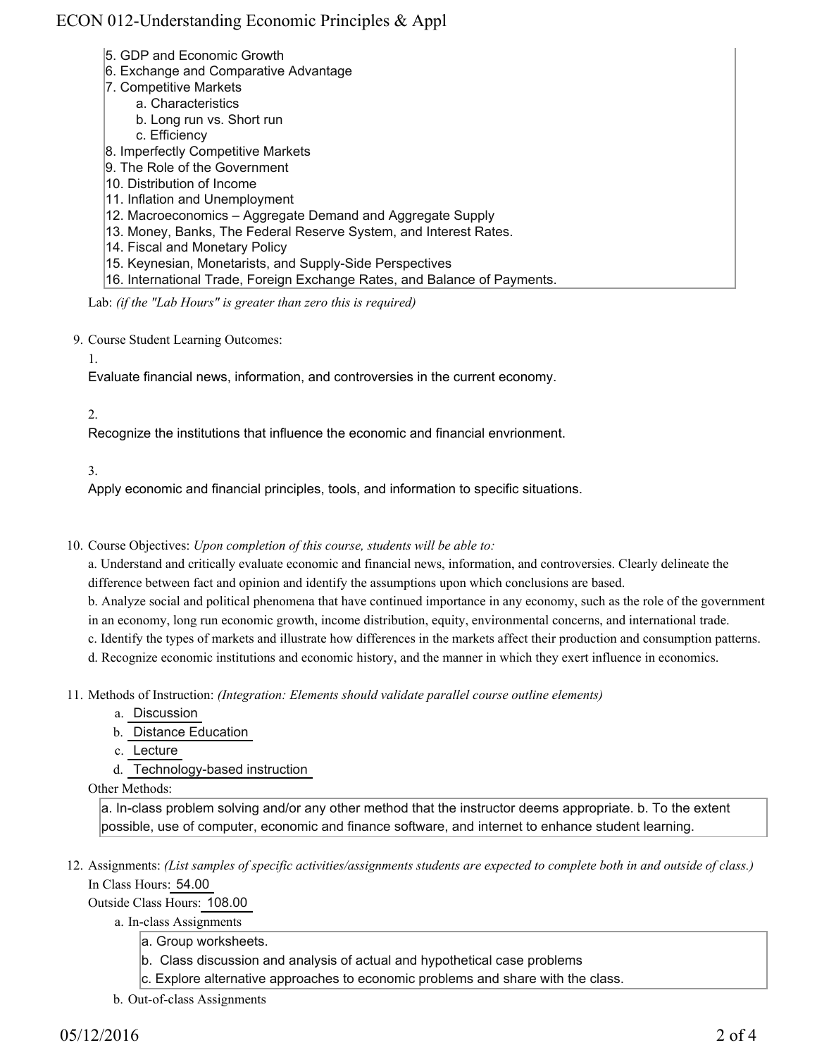5. GDP and Economic Growth
6. Exchange and Comparative Advantage
7. Competitive Markets
    a. Characteristics
    b. Long run vs. Short run
    c. Efficiency
8. Imperfectly Competitive Markets
9. The Role of the Government
10. Distribution of Income
11. Inflation and Unemployment
12. Macroeconomics – Aggregate Demand and Aggregate Supply
13. Money, Banks, The Federal Reserve System, and Interest Rates.
14. Fiscal and Monetary Policy
15. Keynesian, Monetarists, and Supply-Side Perspectives
16. International Trade, Foreign Exchange Rates, and Balance of Payments.

Lab: *(if the "Lab Hours" is greater than zero this is required)*

9. Course Student Learning Outcomes:

    1.

    Evaluate financial news, information, and controversies in the current economy.

    2.

    Recognize the institutions that influence the economic and financial envrionment.

    3.

    Apply economic and financial principles, tools, and information to specific situations.

10. Course Objectives: *Upon completion of this course, students will be able to:*

    a. Understand and critically evaluate economic and financial news, information, and controversies. Clearly delineate the difference between fact and opinion and identify the assumptions upon which conclusions are based.
    b. Analyze social and political phenomena that have continued importance in any economy, such as the role of the government in an economy, long run economic growth, income distribution, equity, environmental concerns, and international trade.
    c. Identify the types of markets and illustrate how differences in the markets affect their production and consumption patterns.
    d. Recognize economic institutions and economic history, and the manner in which they exert influence in economics.

11. Methods of Instruction: *(Integration: Elements should validate parallel course outline elements)*

    a. Discussion
    b. Distance Education
    c. Lecture
    d. Technology-based instruction

    Other Methods:

    a. In-class problem solving and/or any other method that the instructor deems appropriate. b. To the extent possible, use of computer, economic and finance software, and internet to enhance student learning.

12. Assignments: *(List samples of specific activities/assignments students are expected to complete both in and outside of class.)*

    In Class Hours: 54.00

    Outside Class Hours: 108.00

    a. In-class Assignments

        a. Group worksheets.
        b. Class discussion and analysis of actual and hypothetical case problems
        c. Explore alternative approaches to economic problems and share with the class.

    b. Out-of-class Assignments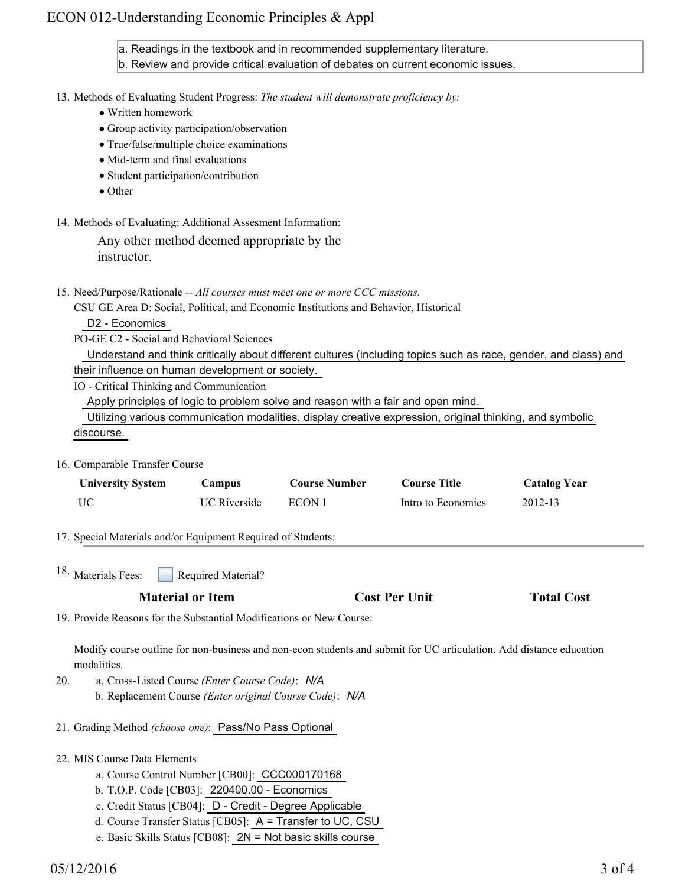a. Readings in the textbook and in recommended supplementary literature.
b. Review and provide critical evaluation of debates on current economic issues.

13. Methods of Evaluating Student Progress: *The student will demonstrate proficiency by:*
    - Written homework
    - Group activity participation/observation
    - True/false/multiple choice examinations
    - Mid-term and final evaluations
    - Student participation/contribution
    - Other

14. Methods of Evaluating: Additional Assesment Information:

    Any other method deemed appropriate by the instructor.

15. Need/Purpose/Rationale -- *All courses must meet one or more CCC missions.*

    CSU GE Area D: Social, Political, and Economic Institutions and Behavior, Historical

    D2 - Economics

    PO-GE C2 - Social and Behavioral Sciences

    Understand and think critically about different cultures (including topics such as race, gender, and class) and their influence on human development or society.

    IO - Critical Thinking and Communication

    Apply principles of logic to problem solve and reason with a fair and open mind.

    Utilizing various communication modalities, display creative expression, original thinking, and symbolic discourse.

16. Comparable Transfer Course

| University System | Campus | Course Number | Course Title | Catalog Year |
|---|---|---|---|---|
| UC | UC Riverside | ECON 1 | Intro to Economics | 2012-13 |

17. Special Materials and/or Equipment Required of Students:

18. Materials Fees: ☐ Required Material?

| Material or Item | Cost Per Unit | Total Cost |
|---|---|---|

19. Provide Reasons for the Substantial Modifications or New Course:

    Modify course outline for non-business and non-econ students and submit for UC articulation. Add distance education modalities.

20. a. Cross-Listed Course *(Enter Course Code)*: *N/A*
    b. Replacement Course *(Enter original Course Code)*: *N/A*

21. Grading Method *(choose one)*: Pass/No Pass Optional

22. MIS Course Data Elements
    a. Course Control Number [CB00]: CCC000170168
    b. T.O.P. Code [CB03]: 220400.00 - Economics
    c. Credit Status [CB04]: D - Credit - Degree Applicable
    d. Course Transfer Status [CB05]: A = Transfer to UC, CSU
    e. Basic Skills Status [CB08]: 2N = Not basic skills course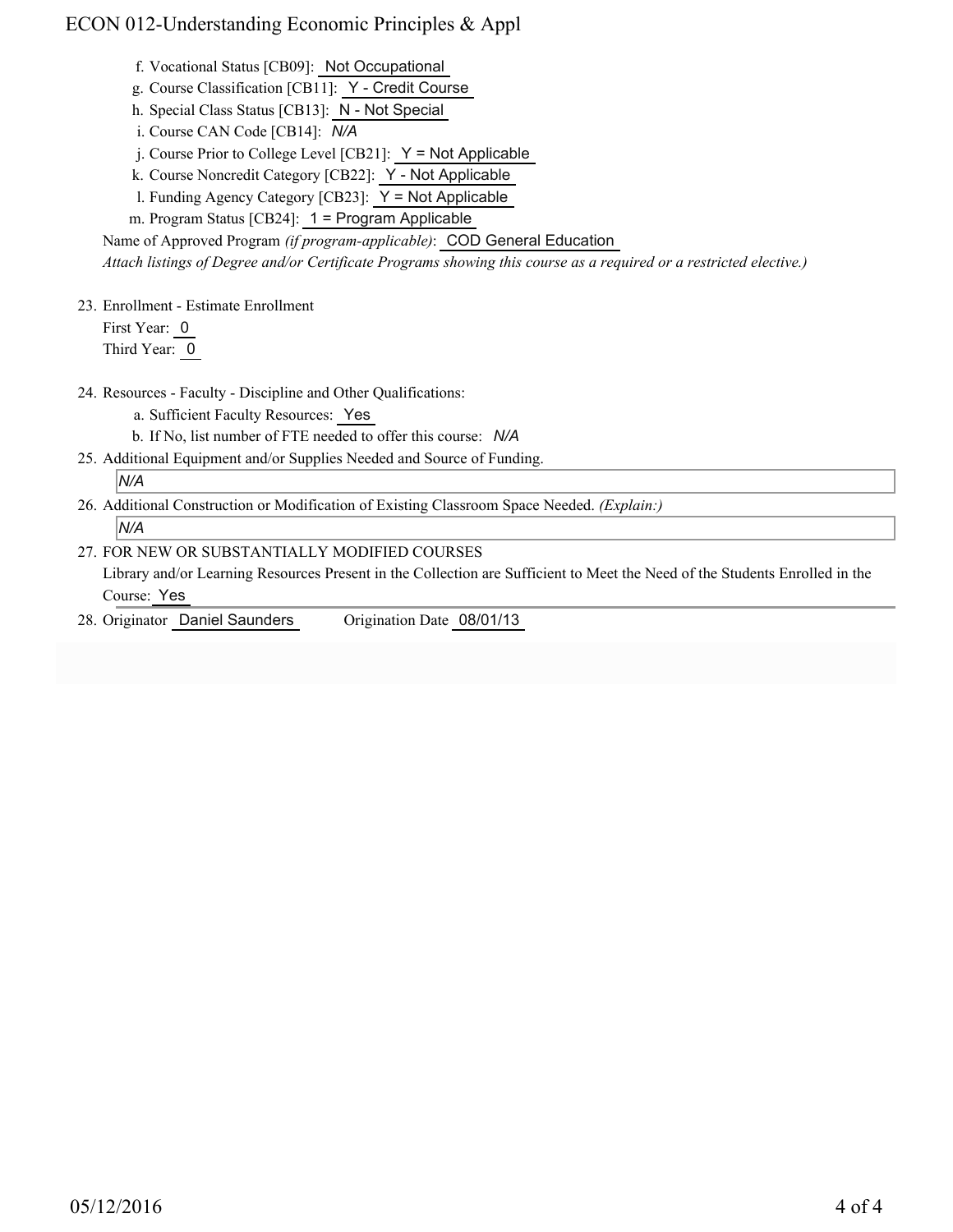f. Vocational Status [CB09]: Not Occupational
g. Course Classification [CB11]: Y - Credit Course
h. Special Class Status [CB13]: N - Not Special
i. Course CAN Code [CB14]: *N/A*
j. Course Prior to College Level [CB21]: Y = Not Applicable
k. Course Noncredit Category [CB22]: Y - Not Applicable
l. Funding Agency Category [CB23]: Y = Not Applicable
m. Program Status [CB24]: 1 = Program Applicable

Name of Approved Program *(if program-applicable)*: COD General Education

*Attach listings of Degree and/or Certificate Programs showing this course as a required or a restricted elective.)*

23. Enrollment - Estimate Enrollment

    First Year: 0

    Third Year: 0

24. Resources - Faculty - Discipline and Other Qualifications:
    a. Sufficient Faculty Resources: Yes
    b. If No, list number of FTE needed to offer this course: *N/A*
25. Additional Equipment and/or Supplies Needed and Source of Funding.

    *N/A*

26. Additional Construction or Modification of Existing Classroom Space Needed. *(Explain:)*

    *N/A*

27. FOR NEW OR SUBSTANTIALLY MODIFIED COURSES

    Library and/or Learning Resources Present in the Collection are Sufficient to Meet the Need of the Students Enrolled in the Course: Yes

28. Originator Daniel Saunders Origination Date 08/01/13